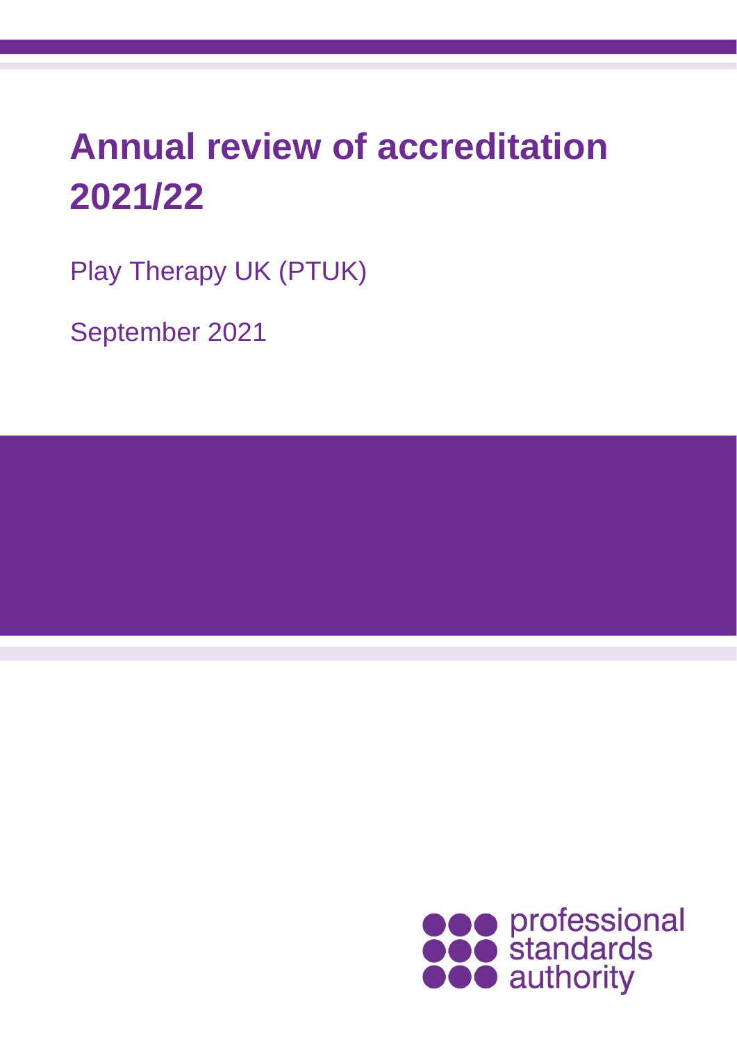# Annual review of accreditation 2021/22

Play Therapy UK (PTUK)

September 2021

professional standards authority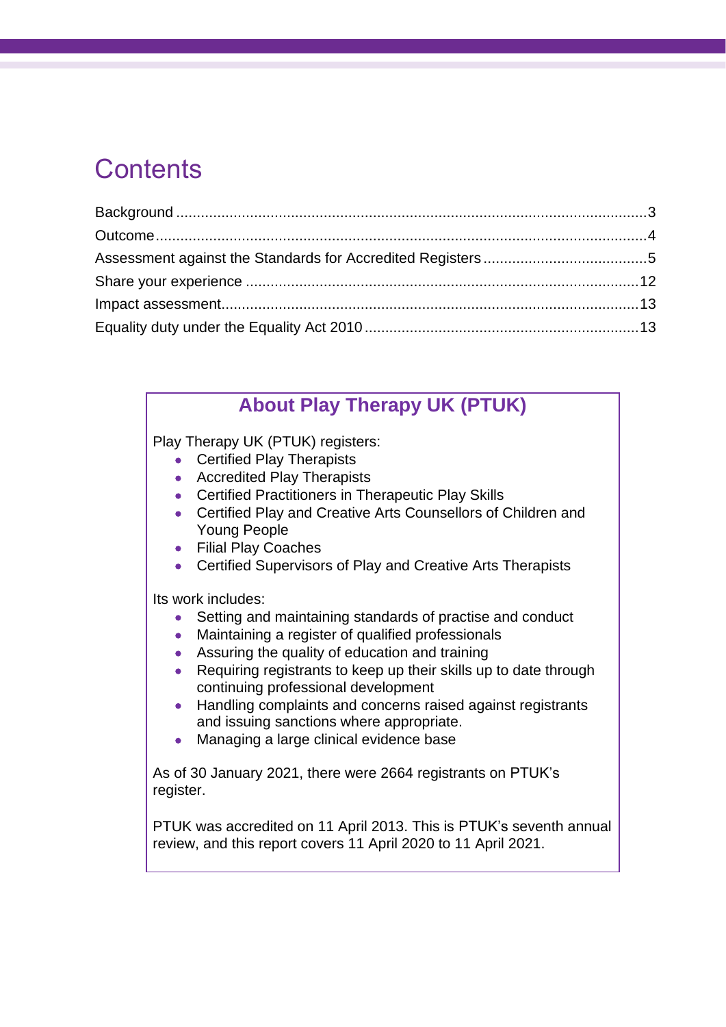# Contents

Background ..... 3
Outcome ..... 4
Assessment against the Standards for Accredited Registers ..... 5
Share your experience ..... 12
Impact assessment ..... 13
Equality duty under the Equality Act 2010 ..... 13

## About Play Therapy UK (PTUK)

Play Therapy UK (PTUK) registers:

- Certified Play Therapists
- Accredited Play Therapists
- Certified Practitioners in Therapeutic Play Skills
- Certified Play and Creative Arts Counsellors of Children and Young People
- Filial Play Coaches
- Certified Supervisors of Play and Creative Arts Therapists

Its work includes:

- Setting and maintaining standards of practise and conduct
- Maintaining a register of qualified professionals
- Assuring the quality of education and training
- Requiring registrants to keep up their skills up to date through continuing professional development
- Handling complaints and concerns raised against registrants and issuing sanctions where appropriate.
- Managing a large clinical evidence base

As of 30 January 2021, there were 2664 registrants on PTUK's register.

PTUK was accredited on 11 April 2013. This is PTUK's seventh annual review, and this report covers 11 April 2020 to 11 April 2021.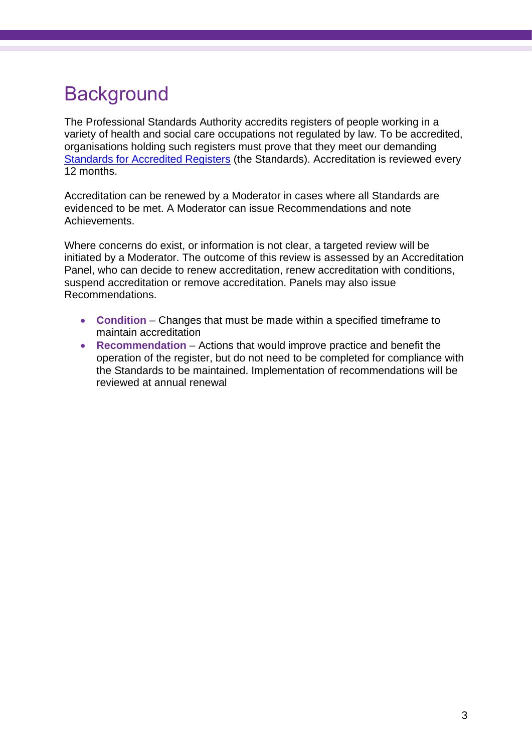# Background

The Professional Standards Authority accredits registers of people working in a variety of health and social care occupations not regulated by law. To be accredited, organisations holding such registers must prove that they meet our demanding [Standards for Accredited Registers] (the Standards). Accreditation is reviewed every 12 months.

Accreditation can be renewed by a Moderator in cases where all Standards are evidenced to be met. A Moderator can issue Recommendations and note Achievements.

Where concerns do exist, or information is not clear, a targeted review will be initiated by a Moderator. The outcome of this review is assessed by an Accreditation Panel, who can decide to renew accreditation, renew accreditation with conditions, suspend accreditation or remove accreditation. Panels may also issue Recommendations.

- **Condition** – Changes that must be made within a specified timeframe to maintain accreditation
- **Recommendation** – Actions that would improve practice and benefit the operation of the register, but do not need to be completed for compliance with the Standards to be maintained. Implementation of recommendations will be reviewed at annual renewal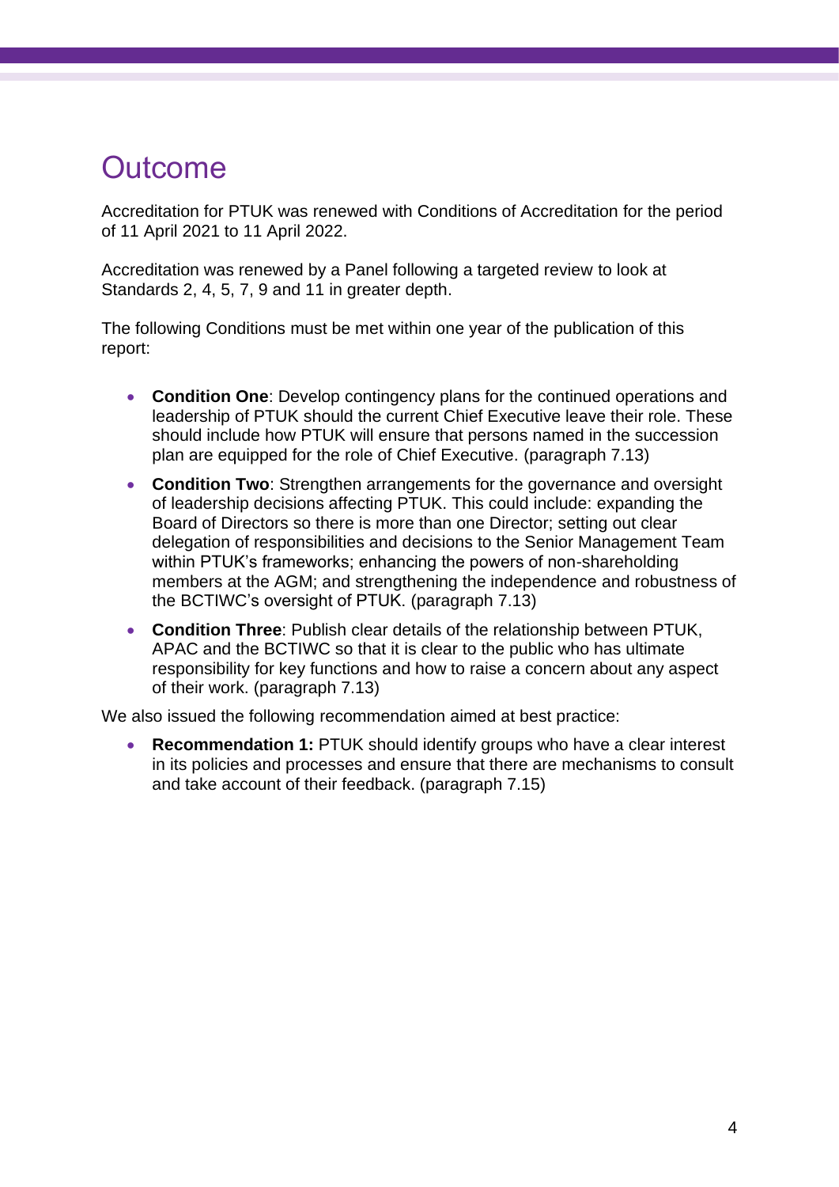# Outcome

Accreditation for PTUK was renewed with Conditions of Accreditation for the period of 11 April 2021 to 11 April 2022.

Accreditation was renewed by a Panel following a targeted review to look at Standards 2, 4, 5, 7, 9 and 11 in greater depth.

The following Conditions must be met within one year of the publication of this report:

- **Condition One**: Develop contingency plans for the continued operations and leadership of PTUK should the current Chief Executive leave their role. These should include how PTUK will ensure that persons named in the succession plan are equipped for the role of Chief Executive. (paragraph 7.13)
- **Condition Two**: Strengthen arrangements for the governance and oversight of leadership decisions affecting PTUK. This could include: expanding the Board of Directors so there is more than one Director; setting out clear delegation of responsibilities and decisions to the Senior Management Team within PTUK's frameworks; enhancing the powers of non-shareholding members at the AGM; and strengthening the independence and robustness of the BCTIWC's oversight of PTUK. (paragraph 7.13)
- **Condition Three**: Publish clear details of the relationship between PTUK, APAC and the BCTIWC so that it is clear to the public who has ultimate responsibility for key functions and how to raise a concern about any aspect of their work. (paragraph 7.13)

We also issued the following recommendation aimed at best practice:

- **Recommendation 1:** PTUK should identify groups who have a clear interest in its policies and processes and ensure that there are mechanisms to consult and take account of their feedback. (paragraph 7.15)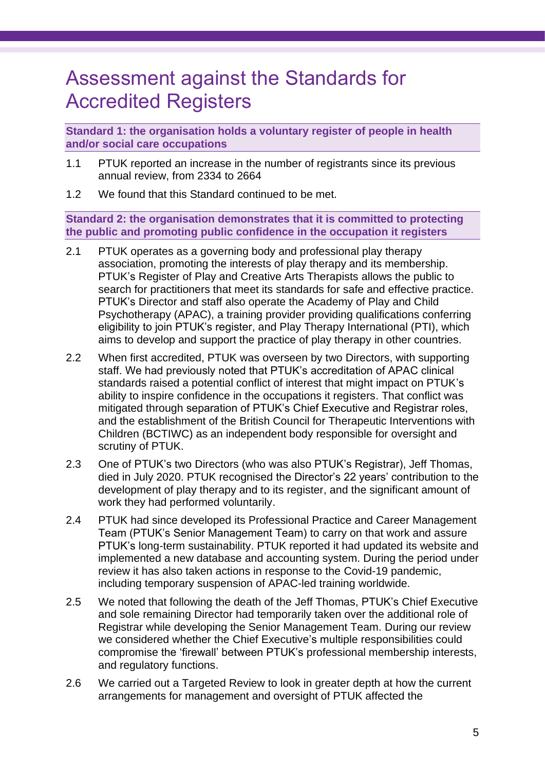# Assessment against the Standards for Accredited Registers

**Standard 1: the organisation holds a voluntary register of people in health and/or social care occupations**

1.1 PTUK reported an increase in the number of registrants since its previous annual review, from 2334 to 2664

1.2 We found that this Standard continued to be met.

**Standard 2: the organisation demonstrates that it is committed to protecting the public and promoting public confidence in the occupation it registers**

2.1 PTUK operates as a governing body and professional play therapy association, promoting the interests of play therapy and its membership. PTUK's Register of Play and Creative Arts Therapists allows the public to search for practitioners that meet its standards for safe and effective practice. PTUK's Director and staff also operate the Academy of Play and Child Psychotherapy (APAC), a training provider providing qualifications conferring eligibility to join PTUK's register, and Play Therapy International (PTI), which aims to develop and support the practice of play therapy in other countries.

2.2 When first accredited, PTUK was overseen by two Directors, with supporting staff. We had previously noted that PTUK's accreditation of APAC clinical standards raised a potential conflict of interest that might impact on PTUK's ability to inspire confidence in the occupations it registers. That conflict was mitigated through separation of PTUK's Chief Executive and Registrar roles, and the establishment of the British Council for Therapeutic Interventions with Children (BCTIWC) as an independent body responsible for oversight and scrutiny of PTUK.

2.3 One of PTUK's two Directors (who was also PTUK's Registrar), Jeff Thomas, died in July 2020. PTUK recognised the Director's 22 years' contribution to the development of play therapy and to its register, and the significant amount of work they had performed voluntarily.

2.4 PTUK had since developed its Professional Practice and Career Management Team (PTUK's Senior Management Team) to carry on that work and assure PTUK's long-term sustainability. PTUK reported it had updated its website and implemented a new database and accounting system. During the period under review it has also taken actions in response to the Covid-19 pandemic, including temporary suspension of APAC-led training worldwide.

2.5 We noted that following the death of the Jeff Thomas, PTUK's Chief Executive and sole remaining Director had temporarily taken over the additional role of Registrar while developing the Senior Management Team. During our review we considered whether the Chief Executive's multiple responsibilities could compromise the 'firewall' between PTUK's professional membership interests, and regulatory functions.

2.6 We carried out a Targeted Review to look in greater depth at how the current arrangements for management and oversight of PTUK affected the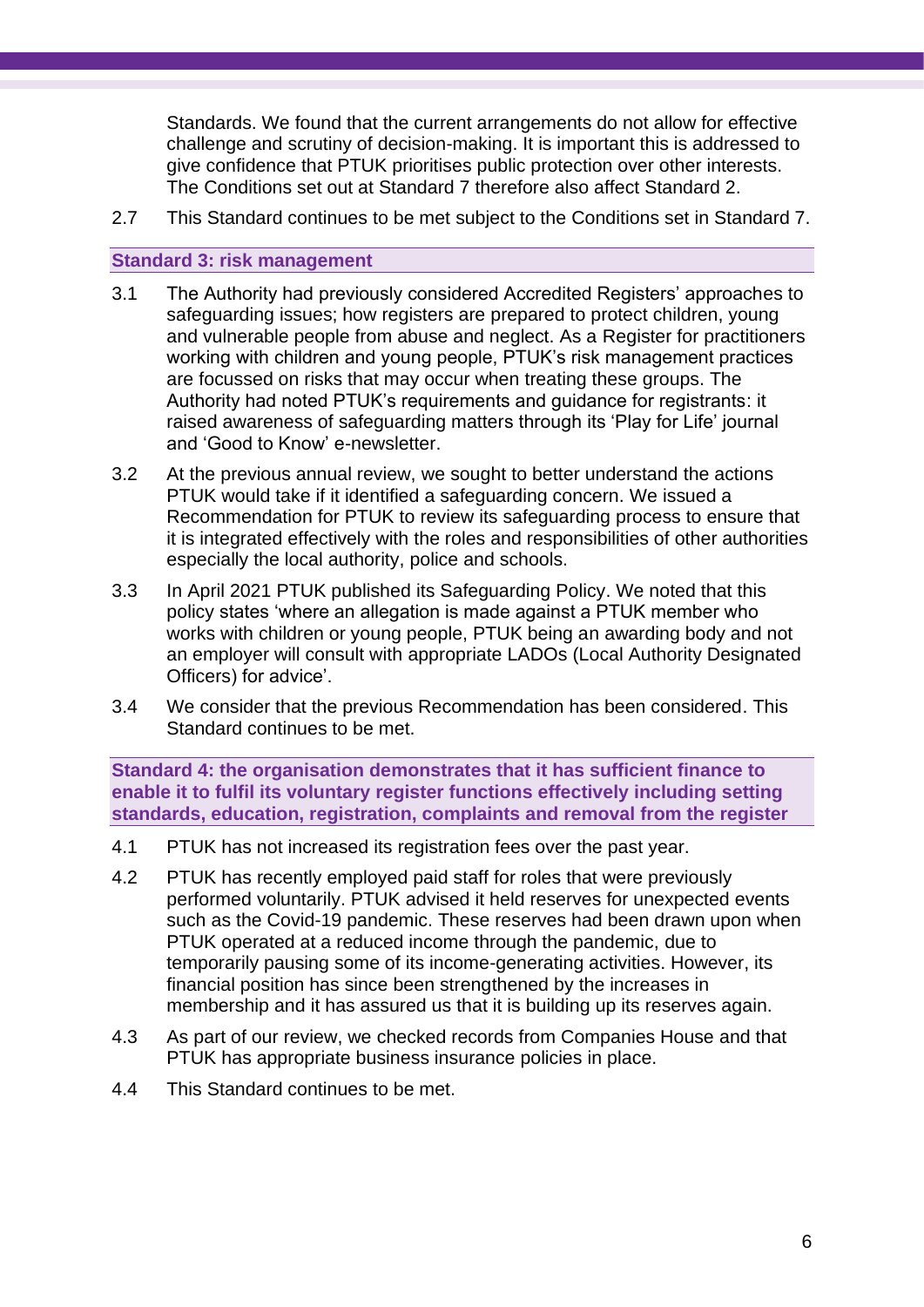Standards. We found that the current arrangements do not allow for effective challenge and scrutiny of decision-making. It is important this is addressed to give confidence that PTUK prioritises public protection over other interests. The Conditions set out at Standard 7 therefore also affect Standard 2.

2.7 This Standard continues to be met subject to the Conditions set in Standard 7.

### Standard 3: risk management

3.1 The Authority had previously considered Accredited Registers' approaches to safeguarding issues; how registers are prepared to protect children, young and vulnerable people from abuse and neglect. As a Register for practitioners working with children and young people, PTUK's risk management practices are focussed on risks that may occur when treating these groups. The Authority had noted PTUK's requirements and guidance for registrants: it raised awareness of safeguarding matters through its 'Play for Life' journal and 'Good to Know' e-newsletter.

3.2 At the previous annual review, we sought to better understand the actions PTUK would take if it identified a safeguarding concern. We issued a Recommendation for PTUK to review its safeguarding process to ensure that it is integrated effectively with the roles and responsibilities of other authorities especially the local authority, police and schools.

3.3 In April 2021 PTUK published its Safeguarding Policy. We noted that this policy states 'where an allegation is made against a PTUK member who works with children or young people, PTUK being an awarding body and not an employer will consult with appropriate LADOs (Local Authority Designated Officers) for advice'.

3.4 We consider that the previous Recommendation has been considered. This Standard continues to be met.

### Standard 4: the organisation demonstrates that it has sufficient finance to enable it to fulfil its voluntary register functions effectively including setting standards, education, registration, complaints and removal from the register

4.1 PTUK has not increased its registration fees over the past year.

4.2 PTUK has recently employed paid staff for roles that were previously performed voluntarily. PTUK advised it held reserves for unexpected events such as the Covid-19 pandemic. These reserves had been drawn upon when PTUK operated at a reduced income through the pandemic, due to temporarily pausing some of its income-generating activities. However, its financial position has since been strengthened by the increases in membership and it has assured us that it is building up its reserves again.

4.3 As part of our review, we checked records from Companies House and that PTUK has appropriate business insurance policies in place.

4.4 This Standard continues to be met.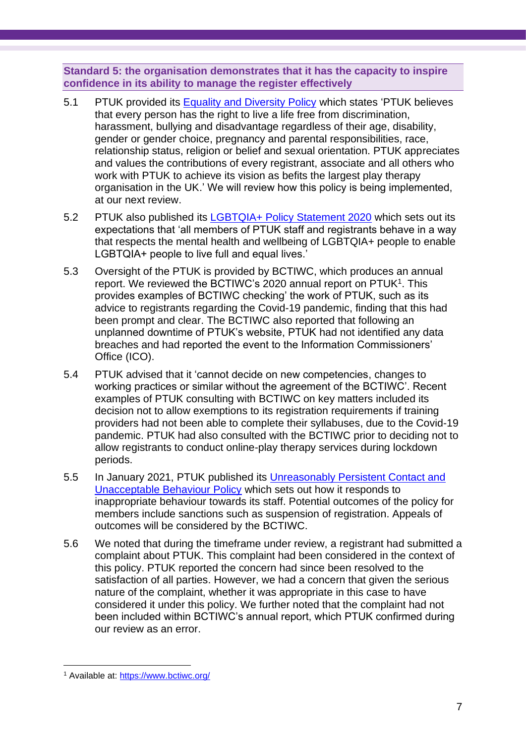### Standard 5: the organisation demonstrates that it has the capacity to inspire confidence in its ability to manage the register effectively

5.1 PTUK provided its Equality and Diversity Policy which states 'PTUK believes that every person has the right to live a life free from discrimination, harassment, bullying and disadvantage regardless of their age, disability, gender or gender choice, pregnancy and parental responsibilities, race, relationship status, religion or belief and sexual orientation. PTUK appreciates and values the contributions of every registrant, associate and all others who work with PTUK to achieve its vision as befits the largest play therapy organisation in the UK.' We will review how this policy is being implemented, at our next review.

5.2 PTUK also published its LGBTQIA+ Policy Statement 2020 which sets out its expectations that 'all members of PTUK staff and registrants behave in a way that respects the mental health and wellbeing of LGBTQIA+ people to enable LGBTQIA+ people to live full and equal lives.'

5.3 Oversight of the PTUK is provided by BCTIWC, which produces an annual report. We reviewed the BCTIWC's 2020 annual report on PTUK[1]. This provides examples of BCTIWC checking' the work of PTUK, such as its advice to registrants regarding the Covid-19 pandemic, finding that this had been prompt and clear. The BCTIWC also reported that following an unplanned downtime of PTUK's website, PTUK had not identified any data breaches and had reported the event to the Information Commissioners' Office (ICO).

5.4 PTUK advised that it 'cannot decide on new competencies, changes to working practices or similar without the agreement of the BCTIWC'. Recent examples of PTUK consulting with BCTIWC on key matters included its decision not to allow exemptions to its registration requirements if training providers had not been able to complete their syllabuses, due to the Covid-19 pandemic. PTUK had also consulted with the BCTIWC prior to deciding not to allow registrants to conduct online-play therapy services during lockdown periods.

5.5 In January 2021, PTUK published its Unreasonably Persistent Contact and Unacceptable Behaviour Policy which sets out how it responds to inappropriate behaviour towards its staff. Potential outcomes of the policy for members include sanctions such as suspension of registration. Appeals of outcomes will be considered by the BCTIWC.

5.6 We noted that during the timeframe under review, a registrant had submitted a complaint about PTUK. This complaint had been considered in the context of this policy. PTUK reported the concern had since been resolved to the satisfaction of all parties. However, we had a concern that given the serious nature of the complaint, whether it was appropriate in this case to have considered it under this policy. We further noted that the complaint had not been included within BCTIWC's annual report, which PTUK confirmed during our review as an error.

---

[1] Available at: https://www.bctiwc.org/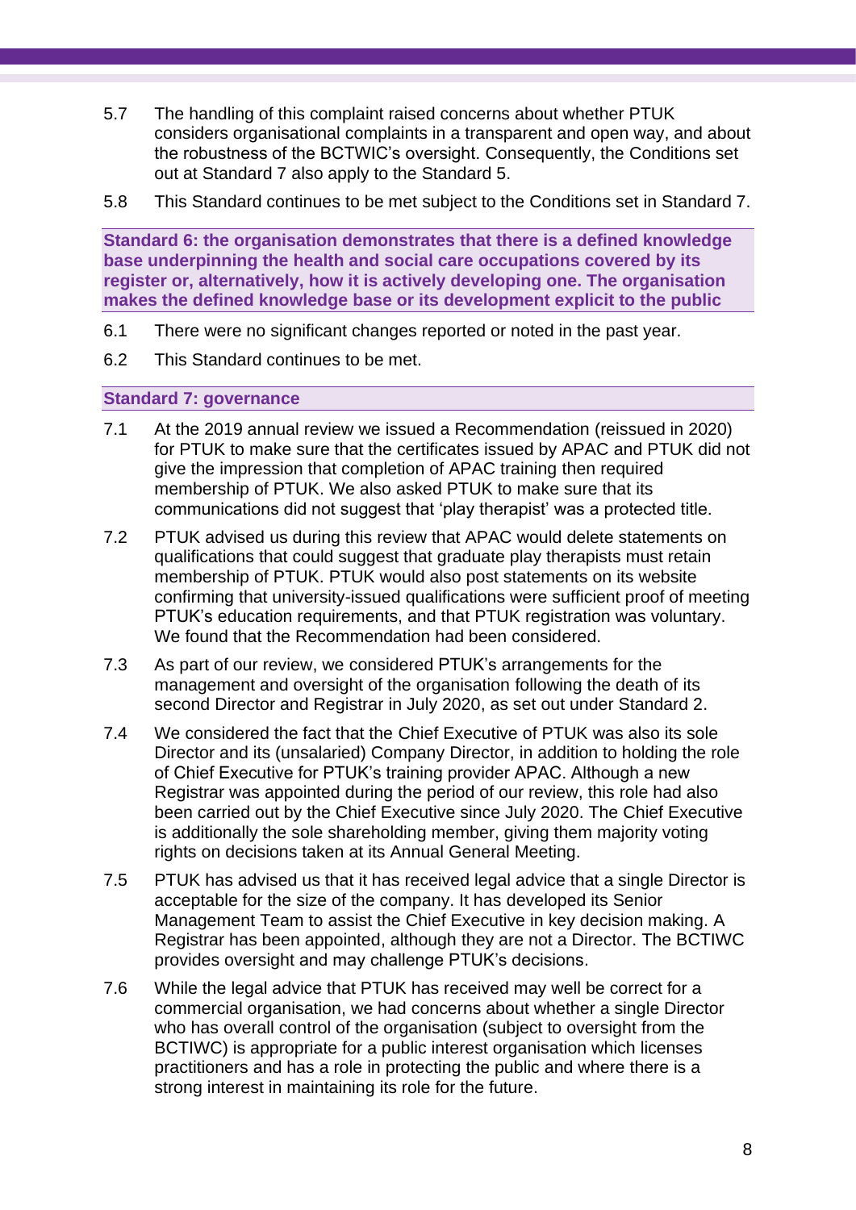5.7 The handling of this complaint raised concerns about whether PTUK considers organisational complaints in a transparent and open way, and about the robustness of the BCTWIC's oversight. Consequently, the Conditions set out at Standard 7 also apply to the Standard 5.

5.8 This Standard continues to be met subject to the Conditions set in Standard 7.

### Standard 6: the organisation demonstrates that there is a defined knowledge base underpinning the health and social care occupations covered by its register or, alternatively, how it is actively developing one. The organisation makes the defined knowledge base or its development explicit to the public

6.1 There were no significant changes reported or noted in the past year.

6.2 This Standard continues to be met.

### Standard 7: governance

7.1 At the 2019 annual review we issued a Recommendation (reissued in 2020) for PTUK to make sure that the certificates issued by APAC and PTUK did not give the impression that completion of APAC training then required membership of PTUK. We also asked PTUK to make sure that its communications did not suggest that 'play therapist' was a protected title.

7.2 PTUK advised us during this review that APAC would delete statements on qualifications that could suggest that graduate play therapists must retain membership of PTUK. PTUK would also post statements on its website confirming that university-issued qualifications were sufficient proof of meeting PTUK's education requirements, and that PTUK registration was voluntary. We found that the Recommendation had been considered.

7.3 As part of our review, we considered PTUK's arrangements for the management and oversight of the organisation following the death of its second Director and Registrar in July 2020, as set out under Standard 2.

7.4 We considered the fact that the Chief Executive of PTUK was also its sole Director and its (unsalaried) Company Director, in addition to holding the role of Chief Executive for PTUK's training provider APAC. Although a new Registrar was appointed during the period of our review, this role had also been carried out by the Chief Executive since July 2020. The Chief Executive is additionally the sole shareholding member, giving them majority voting rights on decisions taken at its Annual General Meeting.

7.5 PTUK has advised us that it has received legal advice that a single Director is acceptable for the size of the company. It has developed its Senior Management Team to assist the Chief Executive in key decision making. A Registrar has been appointed, although they are not a Director. The BCTIWC provides oversight and may challenge PTUK's decisions.

7.6 While the legal advice that PTUK has received may well be correct for a commercial organisation, we had concerns about whether a single Director who has overall control of the organisation (subject to oversight from the BCTIWC) is appropriate for a public interest organisation which licenses practitioners and has a role in protecting the public and where there is a strong interest in maintaining its role for the future.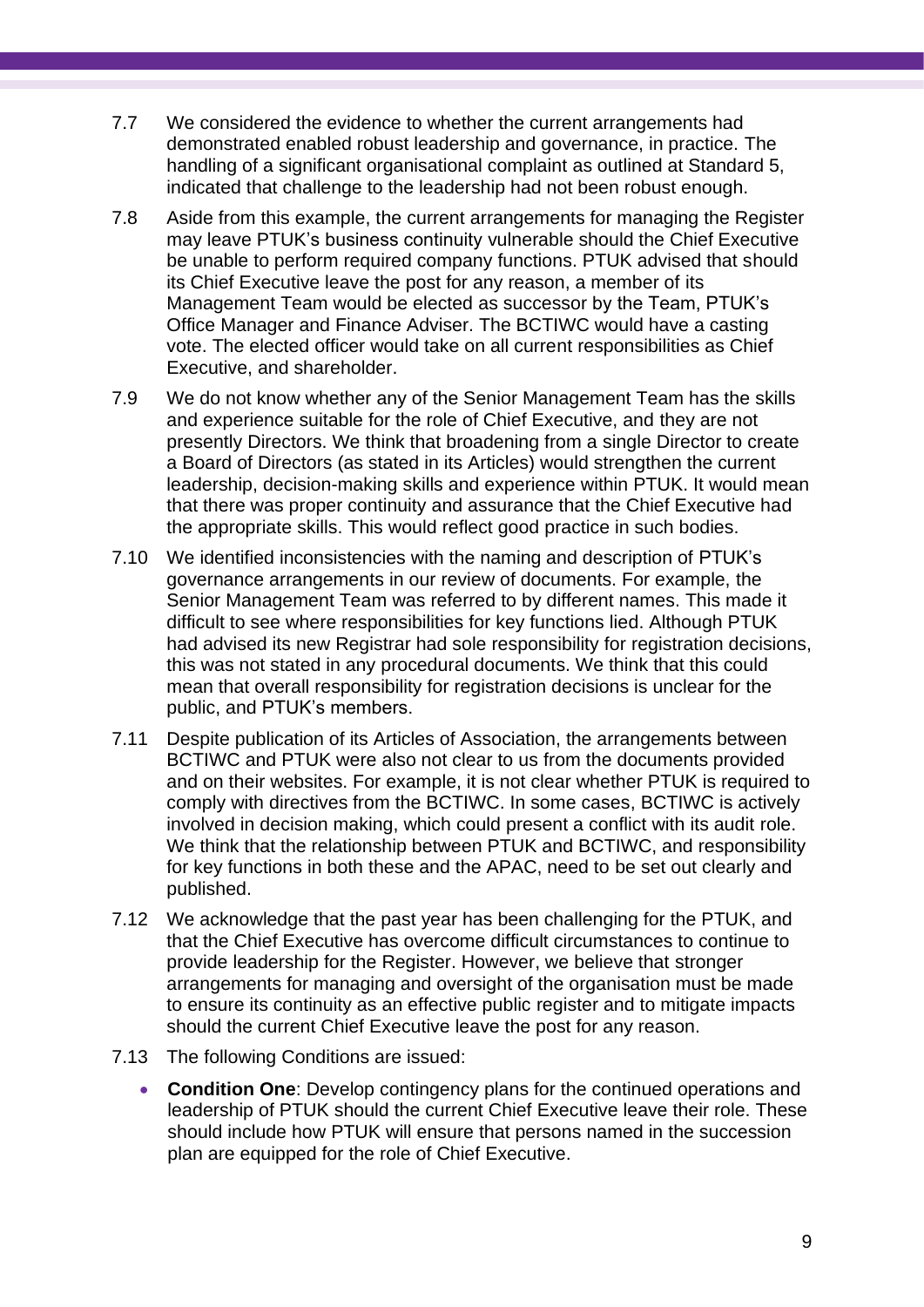7.7 We considered the evidence to whether the current arrangements had demonstrated enabled robust leadership and governance, in practice. The handling of a significant organisational complaint as outlined at Standard 5, indicated that challenge to the leadership had not been robust enough.

7.8 Aside from this example, the current arrangements for managing the Register may leave PTUK's business continuity vulnerable should the Chief Executive be unable to perform required company functions. PTUK advised that should its Chief Executive leave the post for any reason, a member of its Management Team would be elected as successor by the Team, PTUK's Office Manager and Finance Adviser. The BCTIWC would have a casting vote. The elected officer would take on all current responsibilities as Chief Executive, and shareholder.

7.9 We do not know whether any of the Senior Management Team has the skills and experience suitable for the role of Chief Executive, and they are not presently Directors. We think that broadening from a single Director to create a Board of Directors (as stated in its Articles) would strengthen the current leadership, decision-making skills and experience within PTUK. It would mean that there was proper continuity and assurance that the Chief Executive had the appropriate skills. This would reflect good practice in such bodies.

7.10 We identified inconsistencies with the naming and description of PTUK's governance arrangements in our review of documents. For example, the Senior Management Team was referred to by different names. This made it difficult to see where responsibilities for key functions lied. Although PTUK had advised its new Registrar had sole responsibility for registration decisions, this was not stated in any procedural documents. We think that this could mean that overall responsibility for registration decisions is unclear for the public, and PTUK's members.

7.11 Despite publication of its Articles of Association, the arrangements between BCTIWC and PTUK were also not clear to us from the documents provided and on their websites. For example, it is not clear whether PTUK is required to comply with directives from the BCTIWC. In some cases, BCTIWC is actively involved in decision making, which could present a conflict with its audit role. We think that the relationship between PTUK and BCTIWC, and responsibility for key functions in both these and the APAC, need to be set out clearly and published.

7.12 We acknowledge that the past year has been challenging for the PTUK, and that the Chief Executive has overcome difficult circumstances to continue to provide leadership for the Register. However, we believe that stronger arrangements for managing and oversight of the organisation must be made to ensure its continuity as an effective public register and to mitigate impacts should the current Chief Executive leave the post for any reason.

7.13 The following Conditions are issued:

- **Condition One**: Develop contingency plans for the continued operations and leadership of PTUK should the current Chief Executive leave their role. These should include how PTUK will ensure that persons named in the succession plan are equipped for the role of Chief Executive.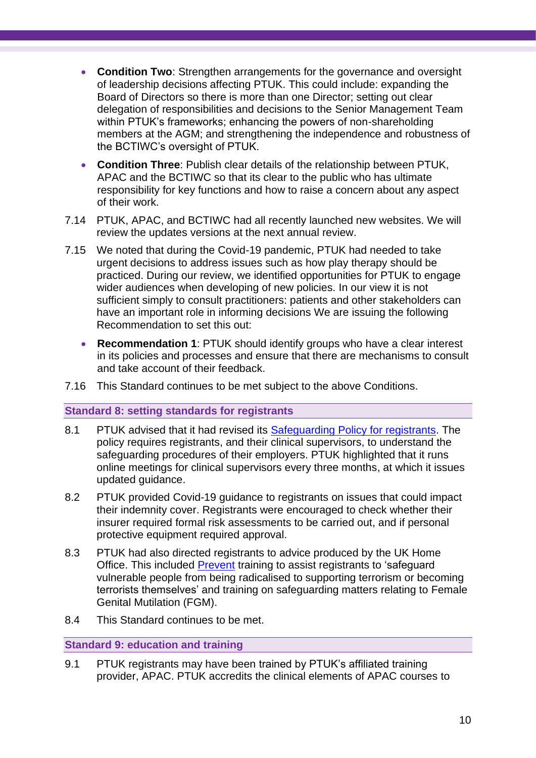- **Condition Two**: Strengthen arrangements for the governance and oversight of leadership decisions affecting PTUK. This could include: expanding the Board of Directors so there is more than one Director; setting out clear delegation of responsibilities and decisions to the Senior Management Team within PTUK's frameworks; enhancing the powers of non-shareholding members at the AGM; and strengthening the independence and robustness of the BCTIWC's oversight of PTUK.
- **Condition Three**: Publish clear details of the relationship between PTUK, APAC and the BCTIWC so that its clear to the public who has ultimate responsibility for key functions and how to raise a concern about any aspect of their work.

7.14 PTUK, APAC, and BCTIWC had all recently launched new websites. We will review the updates versions at the next annual review.

7.15 We noted that during the Covid-19 pandemic, PTUK had needed to take urgent decisions to address issues such as how play therapy should be practiced. During our review, we identified opportunities for PTUK to engage wider audiences when developing of new policies. In our view it is not sufficient simply to consult practitioners: patients and other stakeholders can have an important role in informing decisions We are issuing the following Recommendation to set this out:

- **Recommendation 1**: PTUK should identify groups who have a clear interest in its policies and processes and ensure that there are mechanisms to consult and take account of their feedback.

7.16 This Standard continues to be met subject to the above Conditions.

## Standard 8: setting standards for registrants

8.1 PTUK advised that it had revised its Safeguarding Policy for registrants. The policy requires registrants, and their clinical supervisors, to understand the safeguarding procedures of their employers. PTUK highlighted that it runs online meetings for clinical supervisors every three months, at which it issues updated guidance.

8.2 PTUK provided Covid-19 guidance to registrants on issues that could impact their indemnity cover. Registrants were encouraged to check whether their insurer required formal risk assessments to be carried out, and if personal protective equipment required approval.

8.3 PTUK had also directed registrants to advice produced by the UK Home Office. This included Prevent training to assist registrants to 'safeguard vulnerable people from being radicalised to supporting terrorism or becoming terrorists themselves' and training on safeguarding matters relating to Female Genital Mutilation (FGM).

8.4 This Standard continues to be met.

## Standard 9: education and training

9.1 PTUK registrants may have been trained by PTUK's affiliated training provider, APAC. PTUK accredits the clinical elements of APAC courses to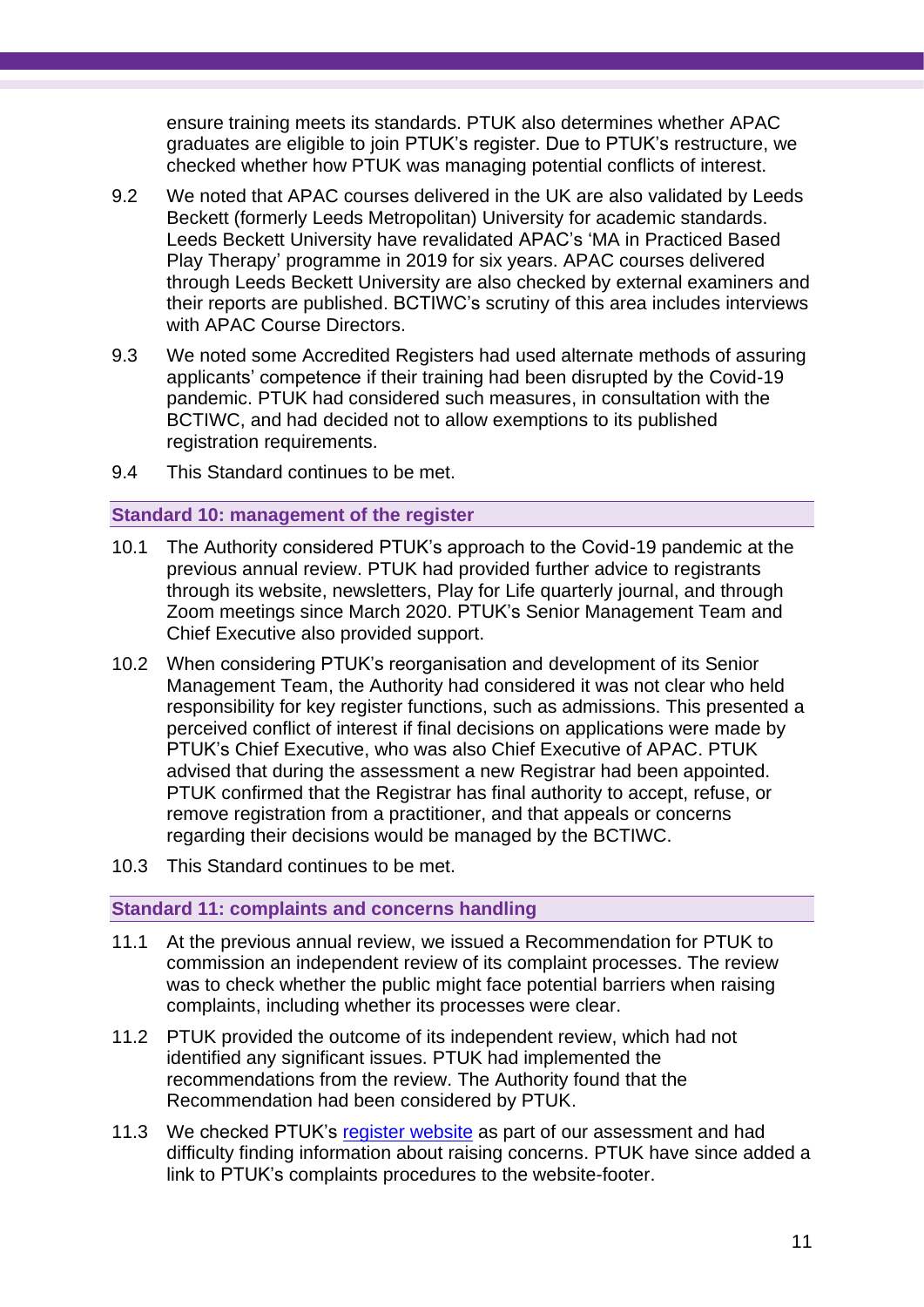ensure training meets its standards. PTUK also determines whether APAC graduates are eligible to join PTUK's register. Due to PTUK's restructure, we checked whether how PTUK was managing potential conflicts of interest.

9.2 We noted that APAC courses delivered in the UK are also validated by Leeds Beckett (formerly Leeds Metropolitan) University for academic standards. Leeds Beckett University have revalidated APAC's 'MA in Practiced Based Play Therapy' programme in 2019 for six years. APAC courses delivered through Leeds Beckett University are also checked by external examiners and their reports are published. BCTIWC's scrutiny of this area includes interviews with APAC Course Directors.

9.3 We noted some Accredited Registers had used alternate methods of assuring applicants' competence if their training had been disrupted by the Covid-19 pandemic. PTUK had considered such measures, in consultation with the BCTIWC, and had decided not to allow exemptions to its published registration requirements.

9.4 This Standard continues to be met.

### Standard 10: management of the register

10.1 The Authority considered PTUK's approach to the Covid-19 pandemic at the previous annual review. PTUK had provided further advice to registrants through its website, newsletters, Play for Life quarterly journal, and through Zoom meetings since March 2020. PTUK's Senior Management Team and Chief Executive also provided support.

10.2 When considering PTUK's reorganisation and development of its Senior Management Team, the Authority had considered it was not clear who held responsibility for key register functions, such as admissions. This presented a perceived conflict of interest if final decisions on applications were made by PTUK's Chief Executive, who was also Chief Executive of APAC. PTUK advised that during the assessment a new Registrar had been appointed. PTUK confirmed that the Registrar has final authority to accept, refuse, or remove registration from a practitioner, and that appeals or concerns regarding their decisions would be managed by the BCTIWC.

10.3 This Standard continues to be met.

### Standard 11: complaints and concerns handling

11.1 At the previous annual review, we issued a Recommendation for PTUK to commission an independent review of its complaint processes. The review was to check whether the public might face potential barriers when raising complaints, including whether its processes were clear.

11.2 PTUK provided the outcome of its independent review, which had not identified any significant issues. PTUK had implemented the recommendations from the review. The Authority found that the Recommendation had been considered by PTUK.

11.3 We checked PTUK's register website as part of our assessment and had difficulty finding information about raising concerns. PTUK have since added a link to PTUK's complaints procedures to the website-footer.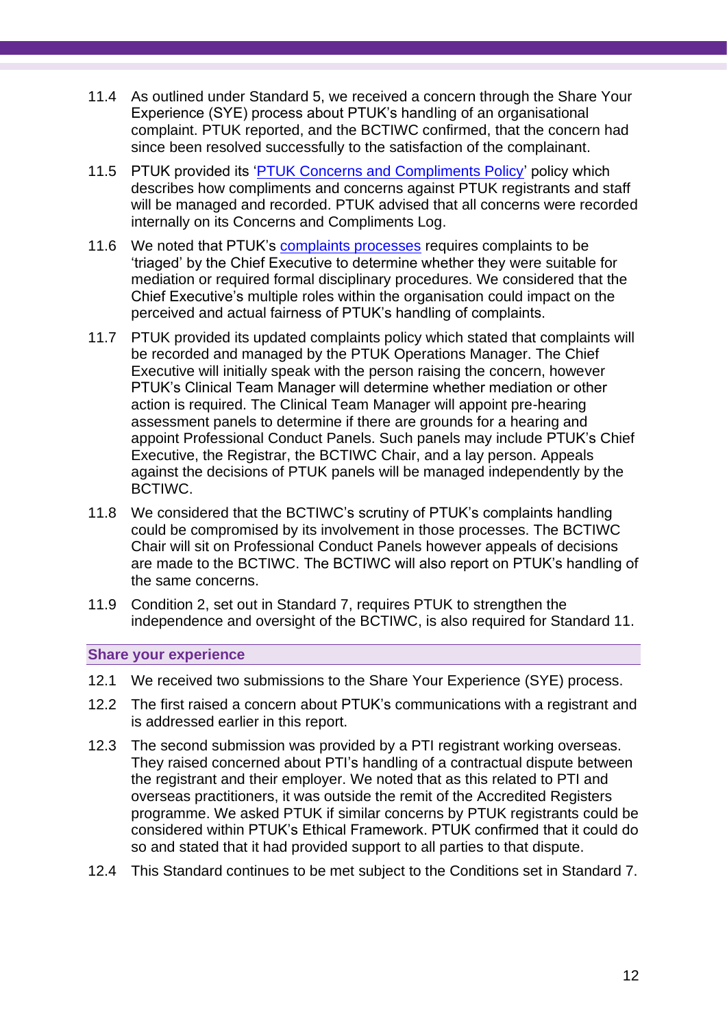11.4 As outlined under Standard 5, we received a concern through the Share Your Experience (SYE) process about PTUK's handling of an organisational complaint. PTUK reported, and the BCTIWC confirmed, that the concern had since been resolved successfully to the satisfaction of the complainant.

11.5 PTUK provided its 'PTUK Concerns and Compliments Policy' policy which describes how compliments and concerns against PTUK registrants and staff will be managed and recorded. PTUK advised that all concerns were recorded internally on its Concerns and Compliments Log.

11.6 We noted that PTUK's complaints processes requires complaints to be 'triaged' by the Chief Executive to determine whether they were suitable for mediation or required formal disciplinary procedures. We considered that the Chief Executive's multiple roles within the organisation could impact on the perceived and actual fairness of PTUK's handling of complaints.

11.7 PTUK provided its updated complaints policy which stated that complaints will be recorded and managed by the PTUK Operations Manager. The Chief Executive will initially speak with the person raising the concern, however PTUK's Clinical Team Manager will determine whether mediation or other action is required. The Clinical Team Manager will appoint pre-hearing assessment panels to determine if there are grounds for a hearing and appoint Professional Conduct Panels. Such panels may include PTUK's Chief Executive, the Registrar, the BCTIWC Chair, and a lay person. Appeals against the decisions of PTUK panels will be managed independently by the BCTIWC.

11.8 We considered that the BCTIWC's scrutiny of PTUK's complaints handling could be compromised by its involvement in those processes. The BCTIWC Chair will sit on Professional Conduct Panels however appeals of decisions are made to the BCTIWC. The BCTIWC will also report on PTUK's handling of the same concerns.

11.9 Condition 2, set out in Standard 7, requires PTUK to strengthen the independence and oversight of the BCTIWC, is also required for Standard 11.

## Share your experience

12.1 We received two submissions to the Share Your Experience (SYE) process.

12.2 The first raised a concern about PTUK's communications with a registrant and is addressed earlier in this report.

12.3 The second submission was provided by a PTI registrant working overseas. They raised concerned about PTI's handling of a contractual dispute between the registrant and their employer. We noted that as this related to PTI and overseas practitioners, it was outside the remit of the Accredited Registers programme. We asked PTUK if similar concerns by PTUK registrants could be considered within PTUK's Ethical Framework. PTUK confirmed that it could do so and stated that it had provided support to all parties to that dispute.

12.4 This Standard continues to be met subject to the Conditions set in Standard 7.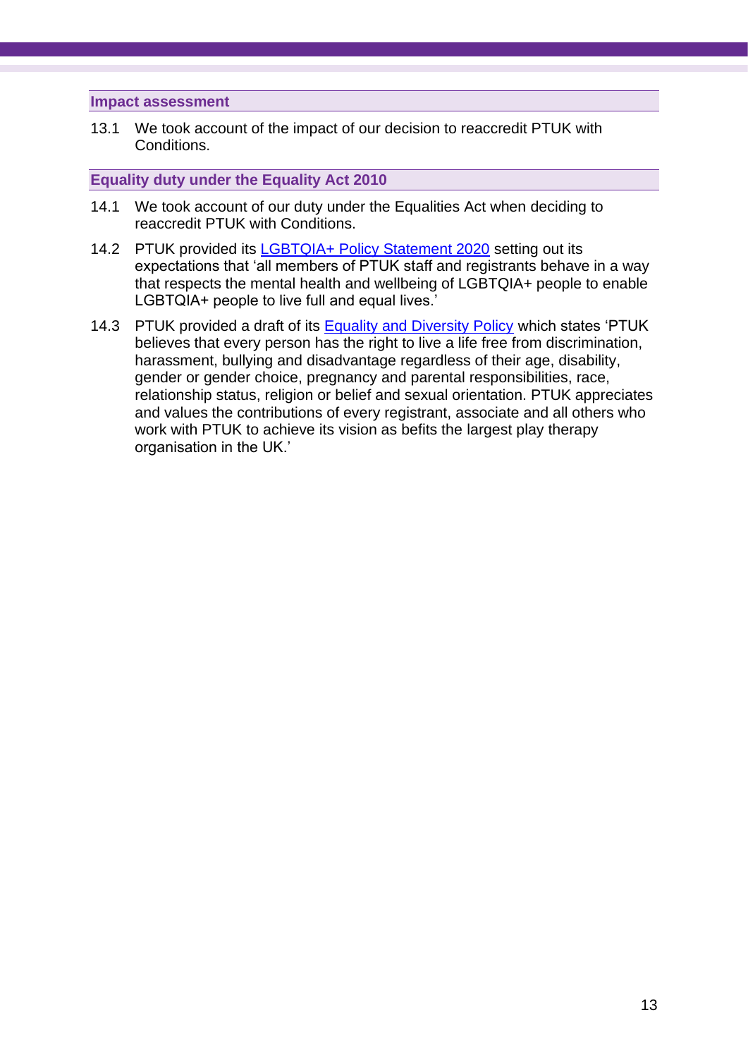## Impact assessment

13.1 We took account of the impact of our decision to reaccredit PTUK with Conditions.

## Equality duty under the Equality Act 2010

14.1 We took account of our duty under the Equalities Act when deciding to reaccredit PTUK with Conditions.

14.2 PTUK provided its LGBTQIA+ Policy Statement 2020 setting out its expectations that 'all members of PTUK staff and registrants behave in a way that respects the mental health and wellbeing of LGBTQIA+ people to enable LGBTQIA+ people to live full and equal lives.'

14.3 PTUK provided a draft of its Equality and Diversity Policy which states 'PTUK believes that every person has the right to live a life free from discrimination, harassment, bullying and disadvantage regardless of their age, disability, gender or gender choice, pregnancy and parental responsibilities, race, relationship status, religion or belief and sexual orientation. PTUK appreciates and values the contributions of every registrant, associate and all others who work with PTUK to achieve its vision as befits the largest play therapy organisation in the UK.'